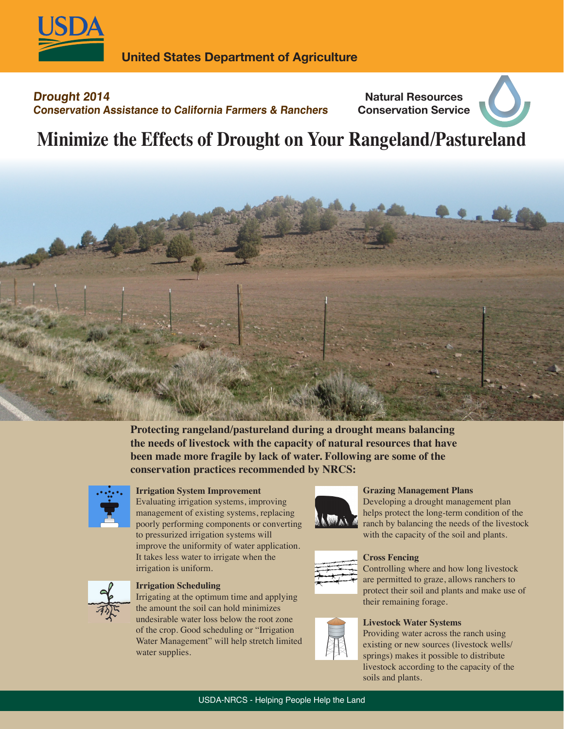**United States Department of Agriculture**

***Drought 2014***
***Conservation Assistance to California Farmers & Ranchers***

**Natural Resources Conservation Service**

# Minimize the Effects of Drought on Your Rangeland/Pastureland

**Protecting rangeland/pastureland during a drought means balancing the needs of livestock with the capacity of natural resources that have been made more fragile by lack of water. Following are some of the conservation practices recommended by NRCS:**

### Irrigation System Improvement

Evaluating irrigation systems, improving management of existing systems, replacing poorly performing components or converting to pressurized irrigation systems will improve the uniformity of water application. It takes less water to irrigate when the irrigation is uniform.

### Irrigation Scheduling

Irrigating at the optimum time and applying the amount the soil can hold minimizes undesirable water loss below the root zone of the crop. Good scheduling or "Irrigation Water Management" will help stretch limited water supplies.

### Grazing Management Plans

Developing a drought management plan helps protect the long-term condition of the ranch by balancing the needs of the livestock with the capacity of the soil and plants.

### Cross Fencing

Controlling where and how long livestock are permitted to graze, allows ranchers to protect their soil and plants and make use of their remaining forage.

### Livestock Water Systems

Providing water across the ranch using existing or new sources (livestock wells/springs) makes it possible to distribute livestock according to the capacity of the soils and plants.

USDA-NRCS - Helping People Help the Land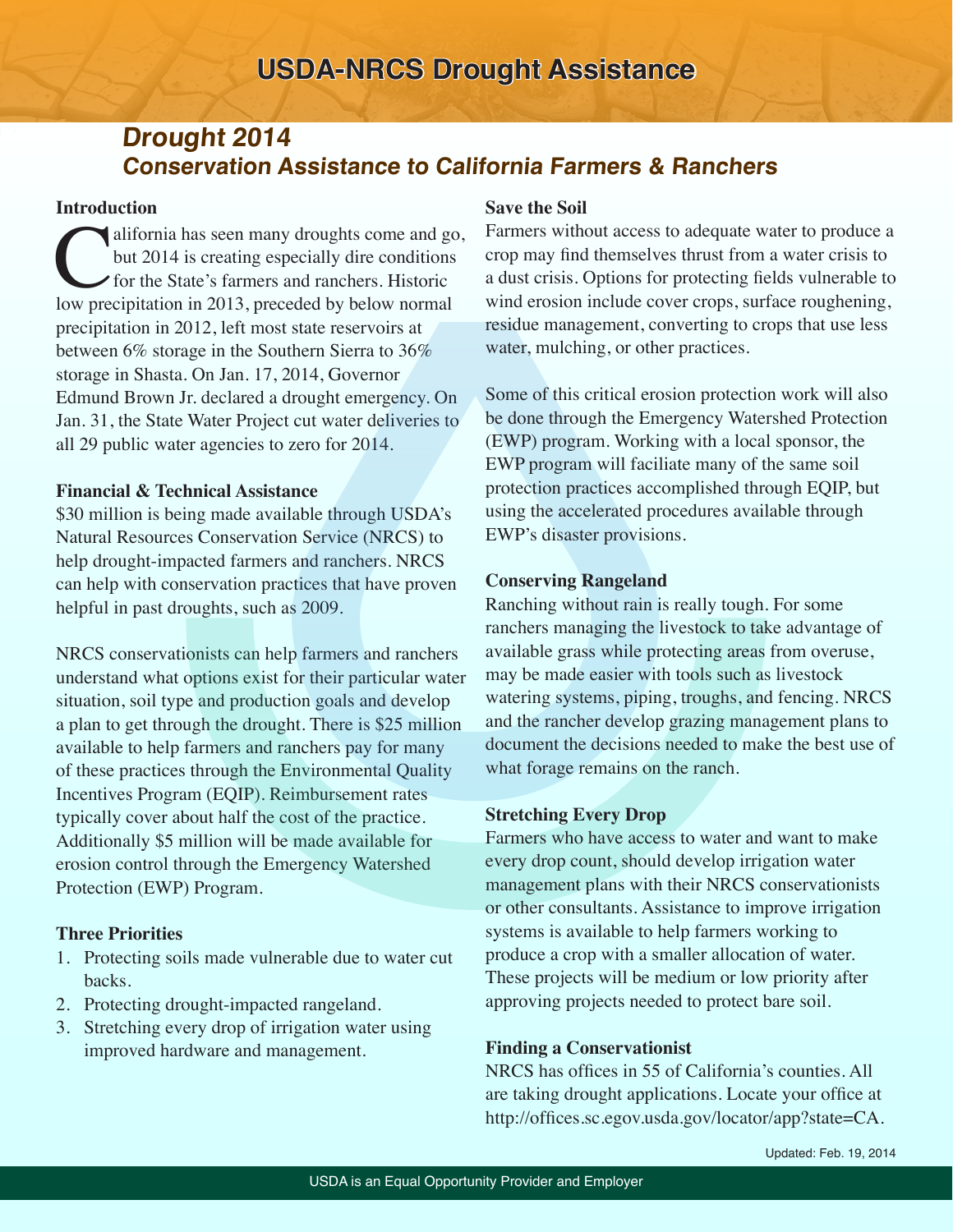# USDA-NRCS Drought Assistance

## *Drought 2014*
## *Conservation Assistance to California Farmers & Ranchers*

**Introduction**

California has seen many droughts come and go, but 2014 is creating especially dire conditions for the State's farmers and ranchers. Historic low precipitation in 2013, preceded by below normal precipitation in 2012, left most state reservoirs at between 6% storage in the Southern Sierra to 36% storage in Shasta. On Jan. 17, 2014, Governor Edmund Brown Jr. declared a drought emergency. On Jan. 31, the State Water Project cut water deliveries to all 29 public water agencies to zero for 2014.

**Financial & Technical Assistance**

$30 million is being made available through USDA's Natural Resources Conservation Service (NRCS) to help drought-impacted farmers and ranchers. NRCS can help with conservation practices that have proven helpful in past droughts, such as 2009.

NRCS conservationists can help farmers and ranchers understand what options exist for their particular water situation, soil type and production goals and develop a plan to get through the drought. There is $25 million available to help farmers and ranchers pay for many of these practices through the Environmental Quality Incentives Program (EQIP). Reimbursement rates typically cover about half the cost of the practice. Additionally $5 million will be made available for erosion control through the Emergency Watershed Protection (EWP) Program.

**Three Priorities**

1. Protecting soils made vulnerable due to water cut backs.
2. Protecting drought-impacted rangeland.
3. Stretching every drop of irrigation water using improved hardware and management.

**Save the Soil**

Farmers without access to adequate water to produce a crop may find themselves thrust from a water crisis to a dust crisis. Options for protecting fields vulnerable to wind erosion include cover crops, surface roughening, residue management, converting to crops that use less water, mulching, or other practices.

Some of this critical erosion protection work will also be done through the Emergency Watershed Protection (EWP) program. Working with a local sponsor, the EWP program will faciliate many of the same soil protection practices accomplished through EQIP, but using the accelerated procedures available through EWP's disaster provisions.

**Conserving Rangeland**

Ranching without rain is really tough. For some ranchers managing the livestock to take advantage of available grass while protecting areas from overuse, may be made easier with tools such as livestock watering systems, piping, troughs, and fencing. NRCS and the rancher develop grazing management plans to document the decisions needed to make the best use of what forage remains on the ranch.

**Stretching Every Drop**

Farmers who have access to water and want to make every drop count, should develop irrigation water management plans with their NRCS conservationists or other consultants. Assistance to improve irrigation systems is available to help farmers working to produce a crop with a smaller allocation of water. These projects will be medium or low priority after approving projects needed to protect bare soil.

**Finding a Conservationist**

NRCS has offices in 55 of California's counties. All are taking drought applications. Locate your office at http://offices.sc.egov.usda.gov/locator/app?state=CA.

Updated: Feb. 19, 2014

USDA is an Equal Opportunity Provider and Employer